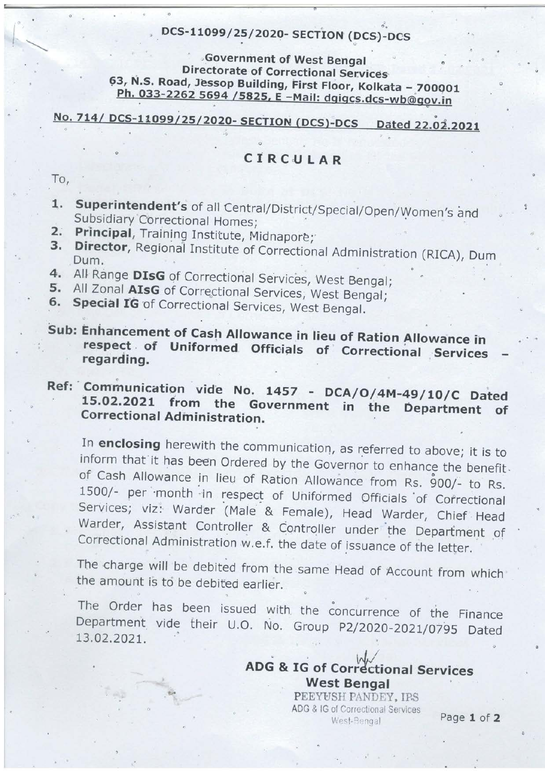**DCS-11099/25/2020- SECTION (DCS)-DCS**

**Government of West Bengal**
**Directorate of Correctional Services**
**63, N.S. Road, Jessop Building, First Floor, Kolkata – 700001**
**Ph. 033-2262 5694 /5825, E –Mail: dgigcs.dcs-wb@gov.in**

**No. 714/ DCS-11099/25/2020- SECTION (DCS)-DCS Dated 22.02.2021**

# CIRCULAR

To,

1. **Superintendent's** of all Central/District/Special/Open/Women's and Subsidiary Correctional Homes;
2. **Principal**, Training Institute, Midnapore;
3. **Director**, Regional Institute of Correctional Administration (RICA), Dum Dum.
4. All Range **DIsG** of Correctional Services, West Bengal;
5. All Zonal **AIsG** of Correctional Services, West Bengal;
6. **Special IG** of Correctional Services, West Bengal.

**Sub: Enhancement of Cash Allowance in lieu of Ration Allowance in respect of Uniformed Officials of Correctional Services – regarding.**

**Ref: Communication vide No. 1457 - DCA/O/4M-49/10/C Dated 15.02.2021 from the Government in the Department of Correctional Administration.**

In **enclosing** herewith the communication, as referred to above; it is to inform that it has been Ordered by the Governor to enhance the benefit of Cash Allowance in lieu of Ration Allowance from Rs. 900/- to Rs. 1500/- per month in respect of Uniformed Officials of Correctional Services; viz: Warder (Male & Female), Head Warder, Chief Head Warder, Assistant Controller & Controller under the Department of Correctional Administration w.e.f. the date of issuance of the letter.

The charge will be debited from the same Head of Account from which the amount is to be debited earlier.

The Order has been issued with the concurrence of the Finance Department vide their U.O. No. Group P2/2020-2021/0795 Dated 13.02.2021.

**ADG & IG of Correctional Services**
**West Bengal**

PEEYUSH PANDEY, IPS
ADG & IG of Correctional Services
West-Bengal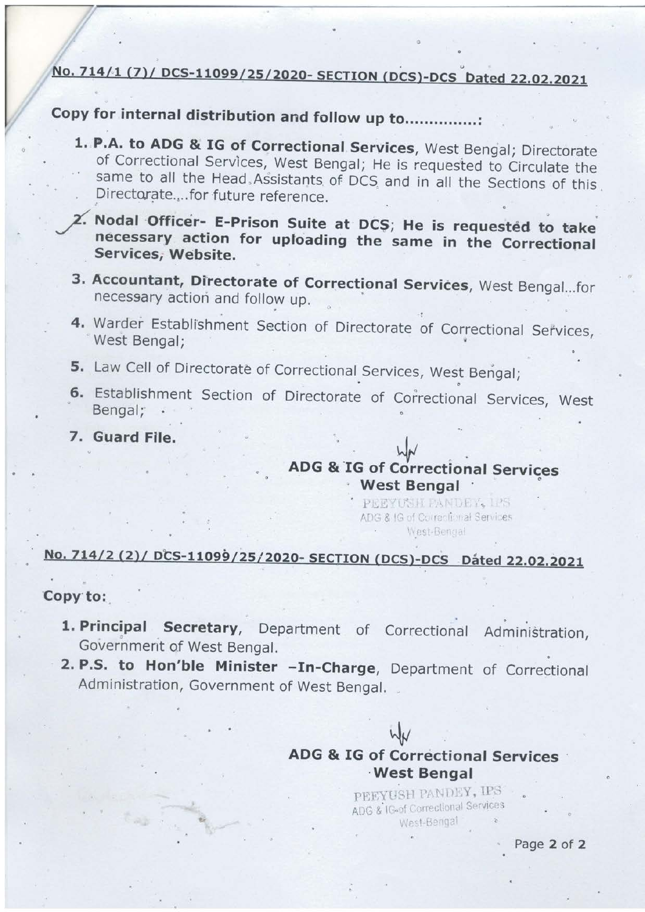**No. 714/1 (7)/ DCS-11099/25/2020- SECTION (DCS)-DCS Dated 22.02.2021**

**Copy for internal distribution and follow up to..............:**

1. **P.A. to ADG & IG of Correctional Services**, West Bengal; Directorate of Correctional Services, West Bengal; He is requested to Circulate the same to all the Head Assistants of DCS and in all the Sections of this Directorate....for future reference.
2. **Nodal Officer- E-Prison Suite at DCS; He is requested to take necessary action for uploading the same in the Correctional Services, Website.**
3. **Accountant, Directorate of Correctional Services**, West Bengal...for necessary action and follow up.
4. Warder Establishment Section of Directorate of Correctional Services, West Bengal;
5. Law Cell of Directorate of Correctional Services, West Bengal;
6. Establishment Section of Directorate of Correctional Services, West Bengal;
7. **Guard File.**

**ADG & IG of Correctional Services**
**West Bengal**

PEEYUSH PANDEY, IPS
ADG & IG of Correctional Services
West-Bengal

**No. 714/2 (2)/ DCS-11099/25/2020- SECTION (DCS)-DCS Dated 22.02.2021**

**Copy to:**

1. **Principal Secretary**, Department of Correctional Administration, Government of West Bengal.
2. **P.S. to Hon'ble Minister –In-Charge**, Department of Correctional Administration, Government of West Bengal.

**ADG & IG of Correctional Services**
**West Bengal**

PEEYUSH PANDEY, IPS
ADG & IG of Correctional Services
West-Bengal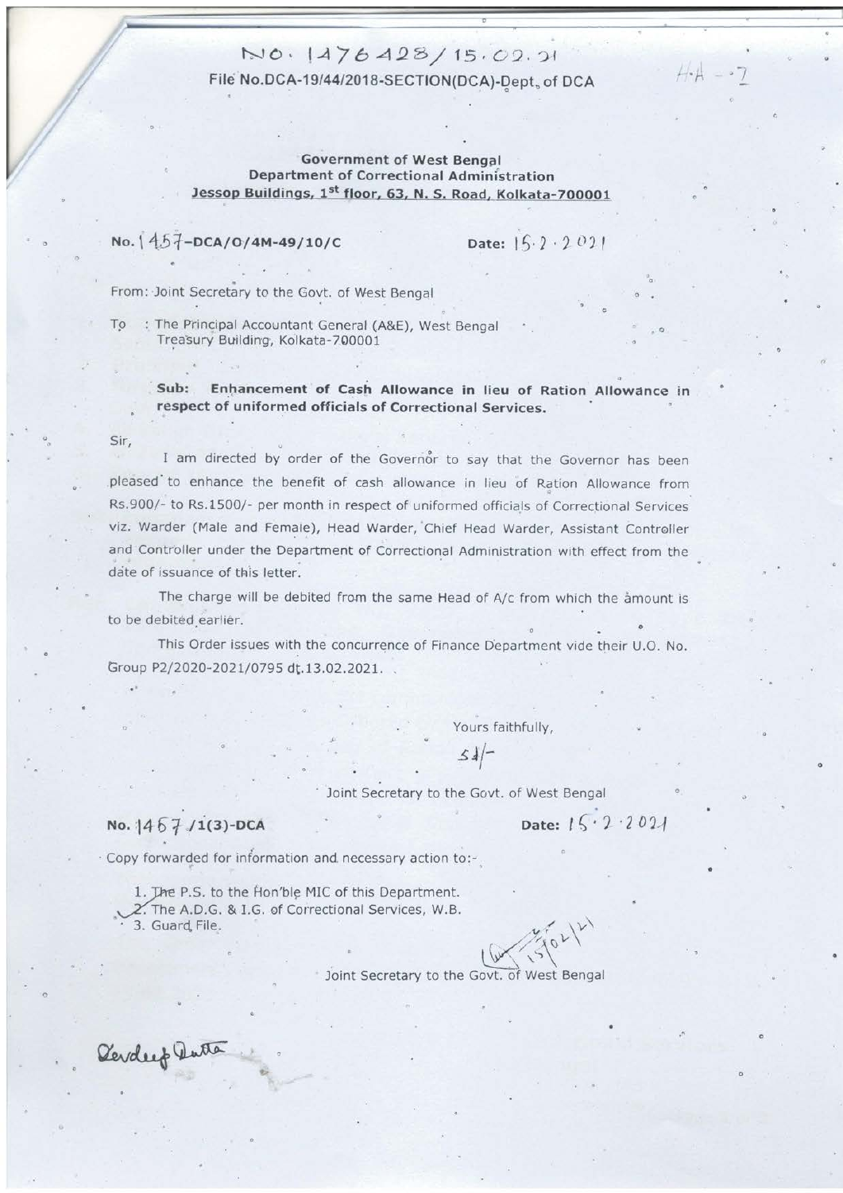NO. 1476428/15.02.21

File No.DCA-19/44/2018-SECTION(DCA)-Dept. of DCA

H.A - 7

**Government of West Bengal**
**Department of Correctional Administration**
**Jessop Buildings, 1st floor, 63, N. S. Road, Kolkata-700001**

**No. 1457-DCA/O/4M-49/10/C** **Date: 15.2.2021**

From: Joint Secretary to the Govt. of West Bengal

To : The Principal Accountant General (A&E), West Bengal
Treasury Building, Kolkata-700001

**Sub: Enhancement of Cash Allowance in lieu of Ration Allowance in respect of uniformed officials of Correctional Services.**

Sir,

I am directed by order of the Governor to say that the Governor has been pleased to enhance the benefit of cash allowance in lieu of Ration Allowance from Rs.900/- to Rs.1500/- per month in respect of uniformed officials of Correctional Services viz. Warder (Male and Female), Head Warder, Chief Head Warder, Assistant Controller and Controller under the Department of Correctional Administration with effect from the date of issuance of this letter.

The charge will be debited from the same Head of A/c from which the amount is to be debited earlier.

This Order issues with the concurrence of Finance Department vide their U.O. No. Group P2/2020-2021/0795 dt.13.02.2021.

Yours faithfully,

Sd/-

Joint Secretary to the Govt. of West Bengal

**No. 1457/1(3)-DCA** **Date: 15.2.2021**

Copy forwarded for information and necessary action to:-

1. The P.S. to the Hon'ble MIC of this Department.
2. The A.D.G. & I.G. of Correctional Services, W.B.
3. Guard File.

15/02/21

Joint Secretary to the Govt. of West Bengal

Sevdeep Dutta